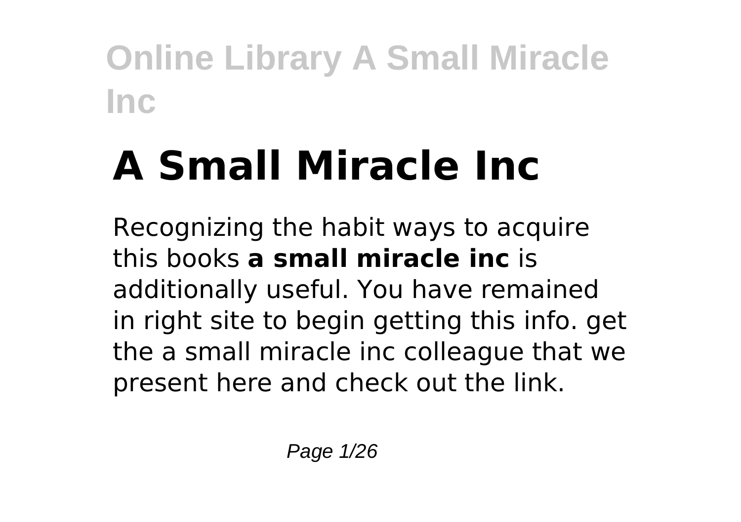# A Small Miracle Inc

Recognizing the habit ways to acquire this books **a small miracle inc** is additionally useful. You have remained in right site to begin getting this info. get the a small miracle inc colleague that we present here and check out the link.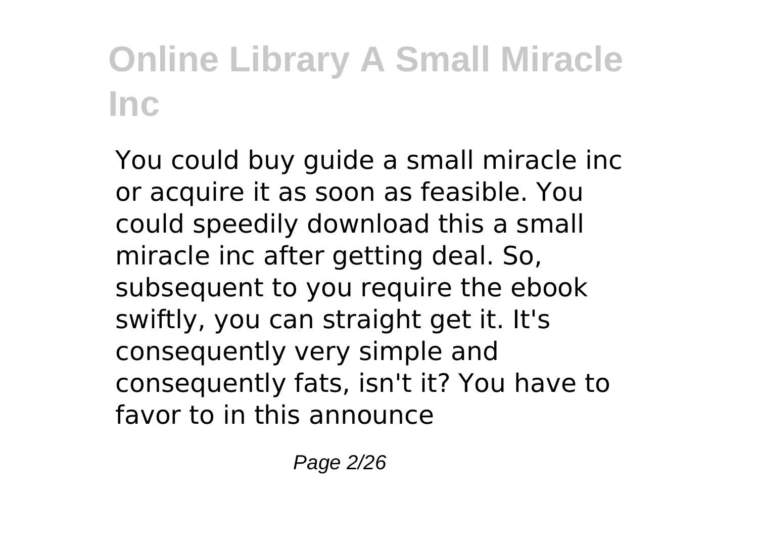You could buy guide a small miracle inc or acquire it as soon as feasible. You could speedily download this a small miracle inc after getting deal. So, subsequent to you require the ebook swiftly, you can straight get it. It's consequently very simple and consequently fats, isn't it? You have to favor to in this announce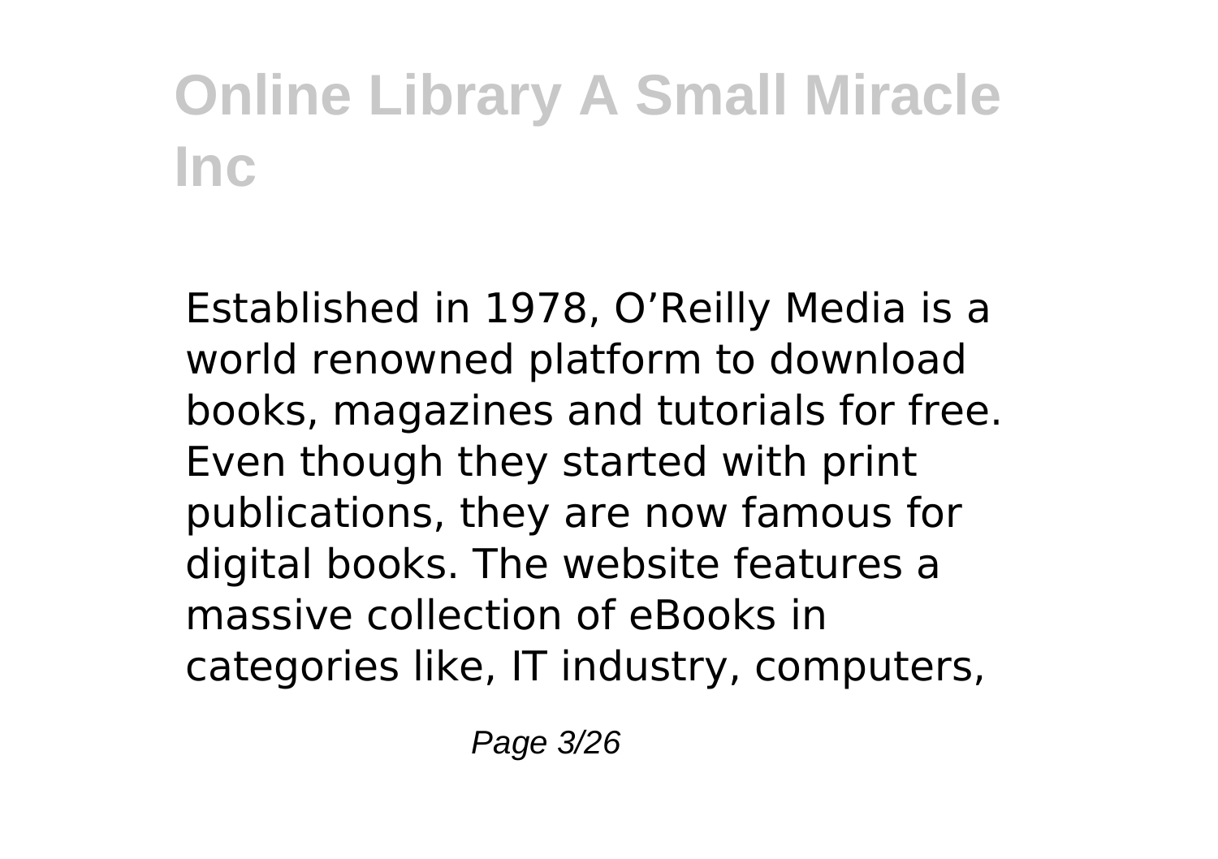Established in 1978, O'Reilly Media is a world renowned platform to download books, magazines and tutorials for free. Even though they started with print publications, they are now famous for digital books. The website features a massive collection of eBooks in categories like, IT industry, computers,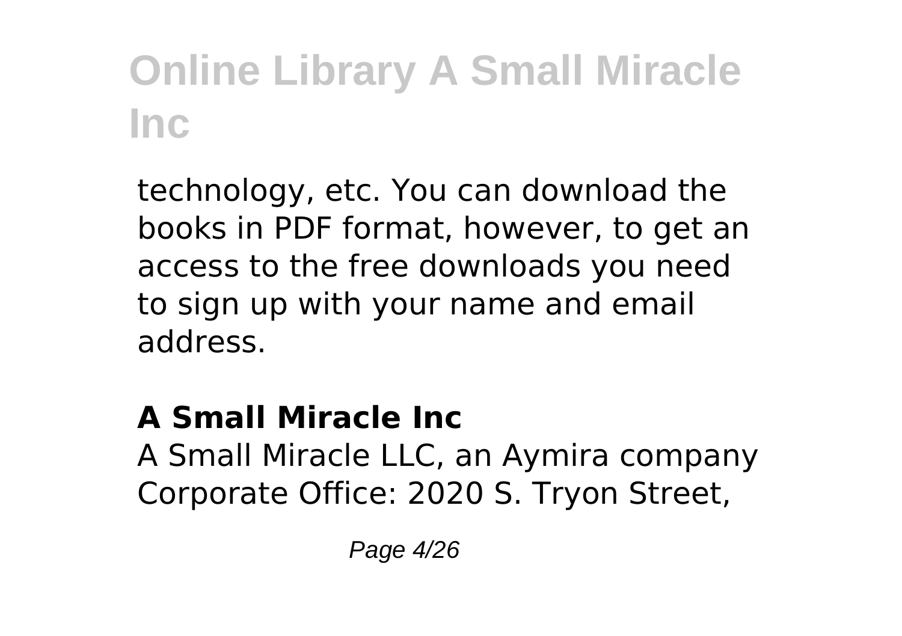technology, etc. You can download the books in PDF format, however, to get an access to the free downloads you need to sign up with your name and email address.

## A Small Miracle Inc

A Small Miracle LLC, an Aymira company Corporate Office: 2020 S. Tryon Street,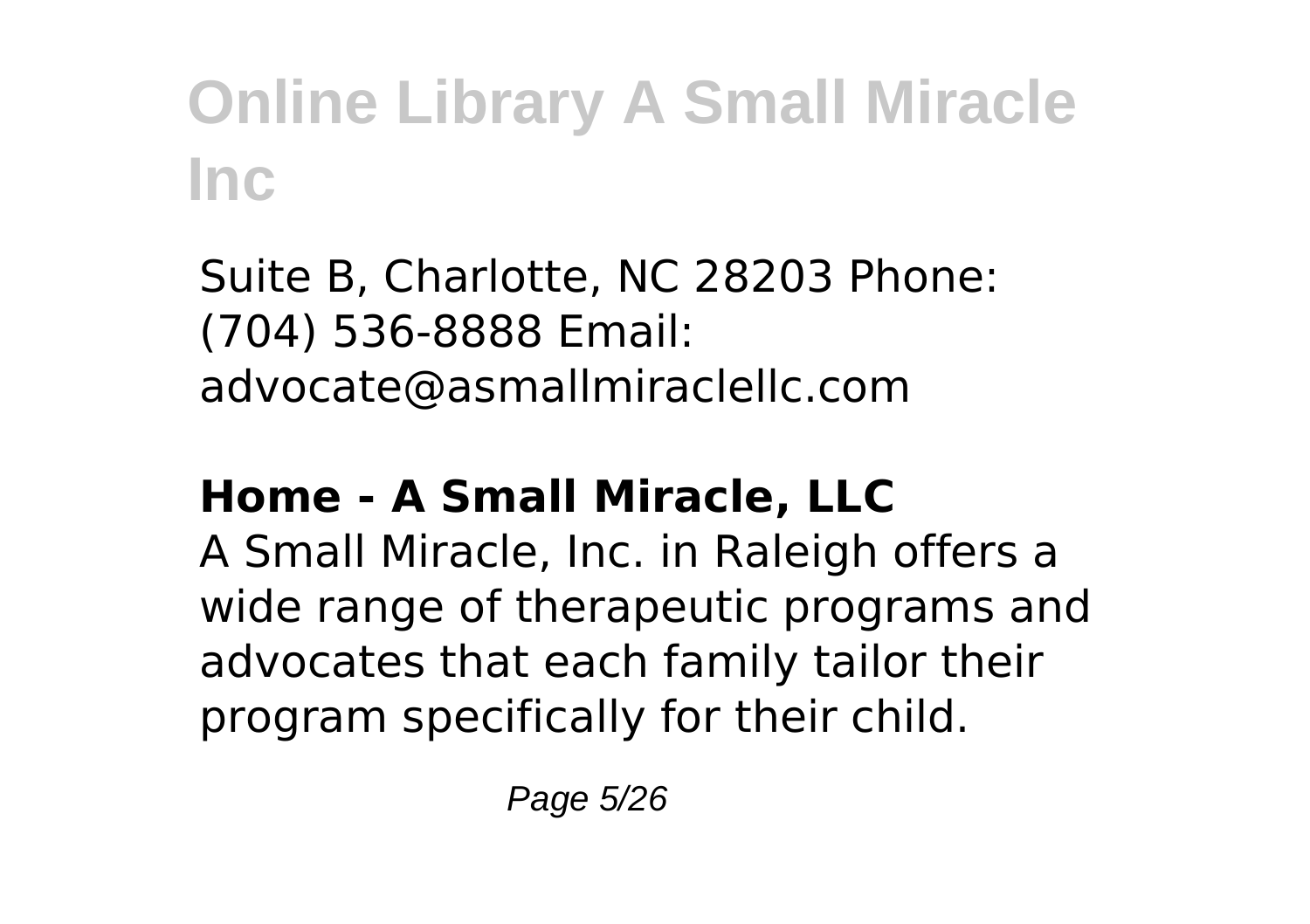Suite B, Charlotte, NC 28203 Phone: (704) 536-8888 Email: advocate@asmallmiraclellc.com

**Home - A Small Miracle, LLC**

A Small Miracle, Inc. in Raleigh offers a wide range of therapeutic programs and advocates that each family tailor their program specifically for their child.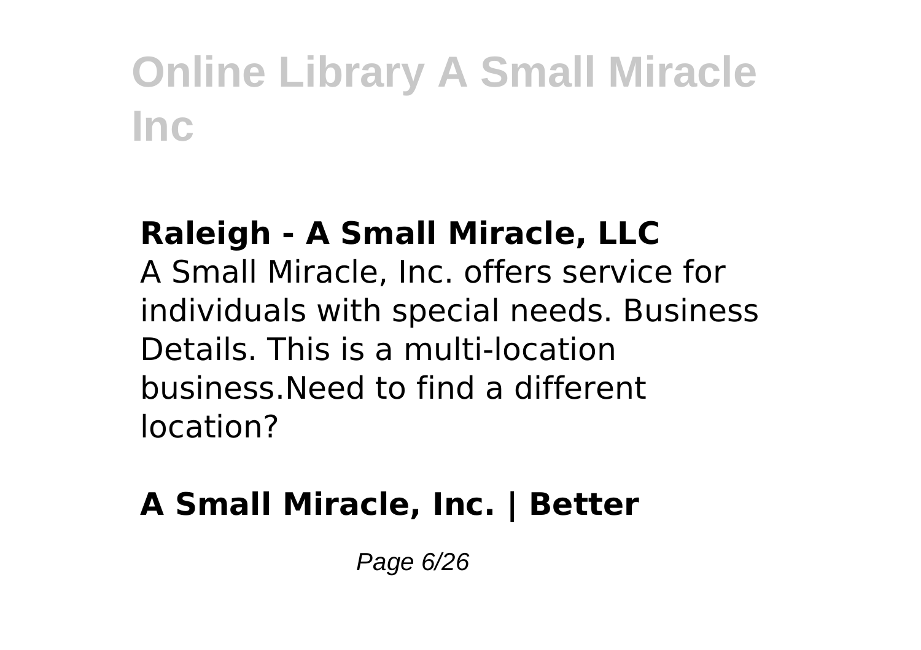### Raleigh - A Small Miracle, LLC

A Small Miracle, Inc. offers service for individuals with special needs. Business Details. This is a multi-location business.Need to find a different location?

### A Small Miracle, Inc. | Better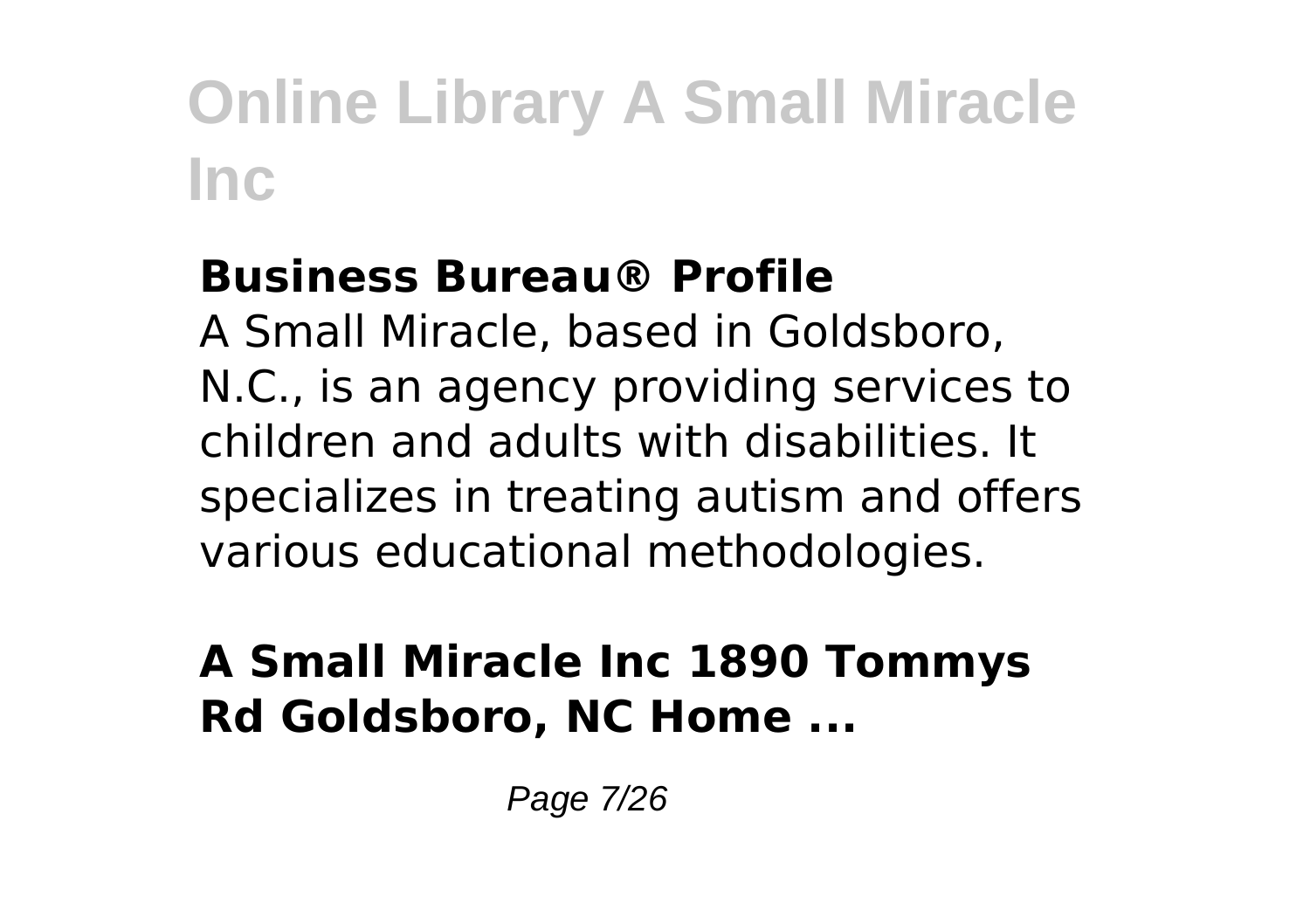**Business Bureau® Profile**

A Small Miracle, based in Goldsboro, N.C., is an agency providing services to children and adults with disabilities. It specializes in treating autism and offers various educational methodologies.

**A Small Miracle Inc 1890 Tommys Rd Goldsboro, NC Home ...**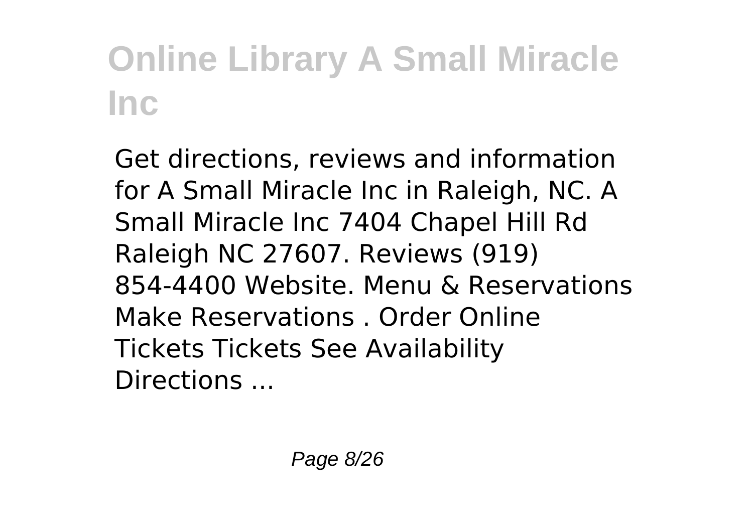# Online Library A Small Miracle Inc

Get directions, reviews and information for A Small Miracle Inc in Raleigh, NC. A Small Miracle Inc 7404 Chapel Hill Rd Raleigh NC 27607. Reviews (919) 854-4400 Website. Menu & Reservations Make Reservations . Order Online Tickets Tickets See Availability Directions ...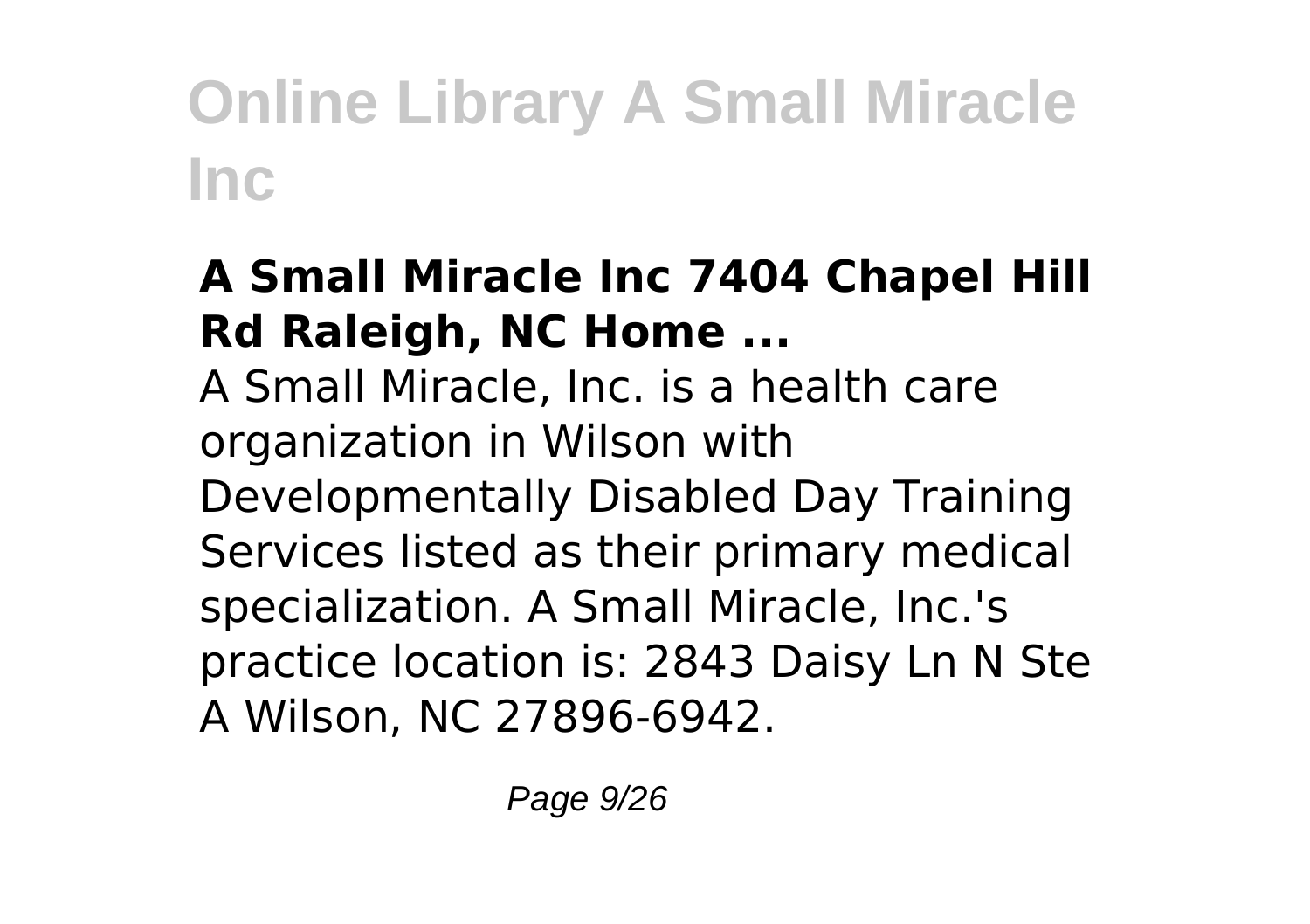### A Small Miracle Inc 7404 Chapel Hill Rd Raleigh, NC Home ...

A Small Miracle, Inc. is a health care organization in Wilson with Developmentally Disabled Day Training Services listed as their primary medical specialization. A Small Miracle, Inc.'s practice location is: 2843 Daisy Ln N Ste A Wilson, NC 27896-6942.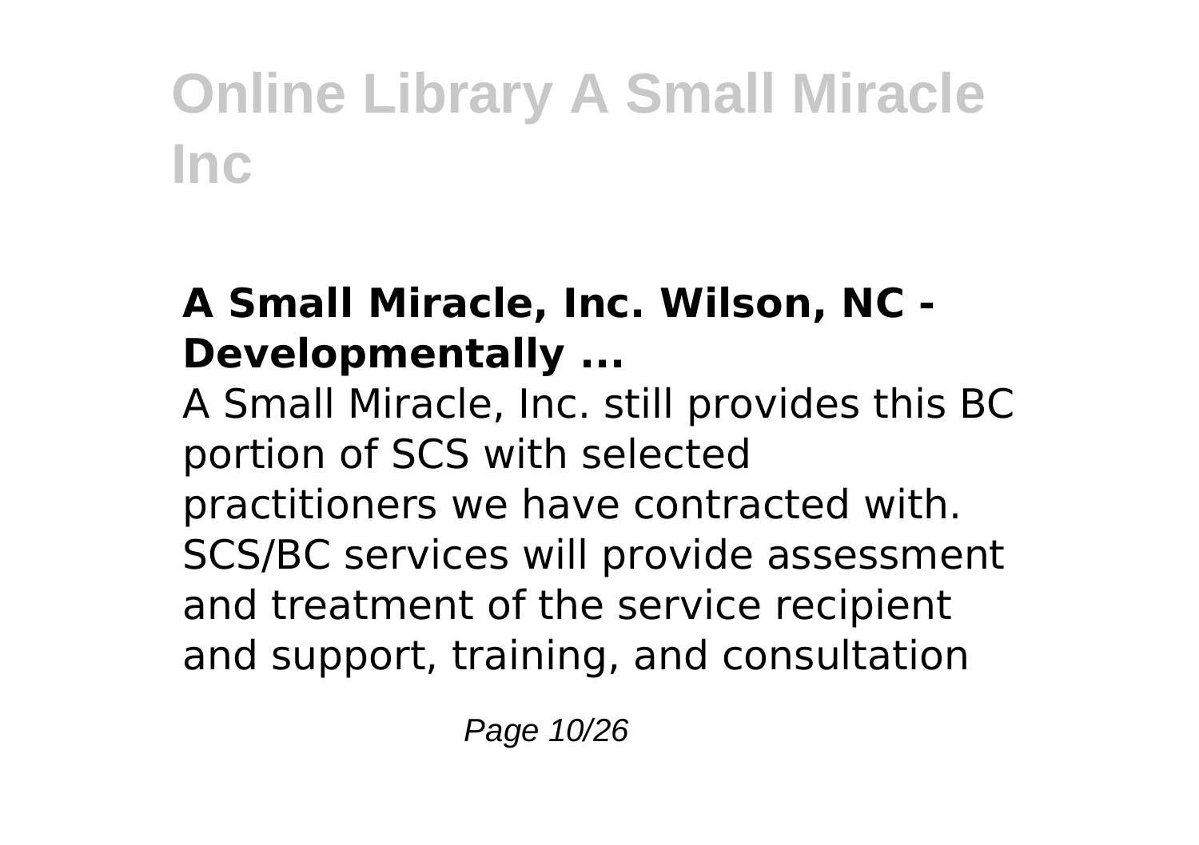### A Small Miracle, Inc. Wilson, NC - Developmentally ...

A Small Miracle, Inc. still provides this BC portion of SCS with selected practitioners we have contracted with. SCS/BC services will provide assessment and treatment of the service recipient and support, training, and consultation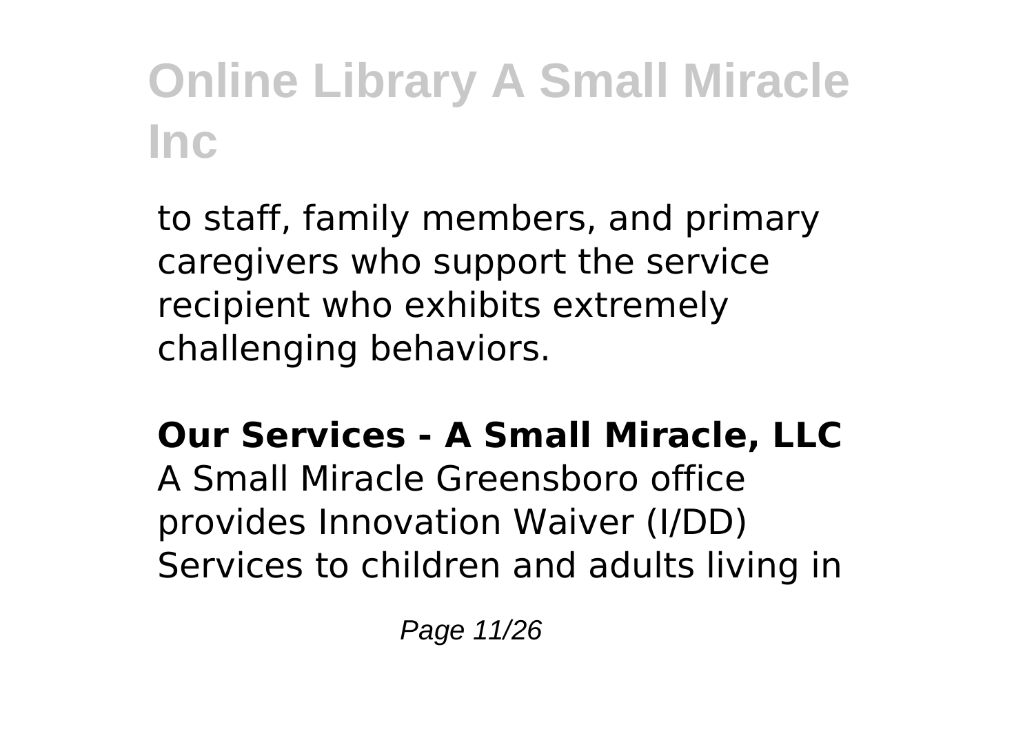to staff, family members, and primary caregivers who support the service recipient who exhibits extremely challenging behaviors.

**Our Services - A Small Miracle, LLC**

A Small Miracle Greensboro office provides Innovation Waiver (I/DD) Services to children and adults living in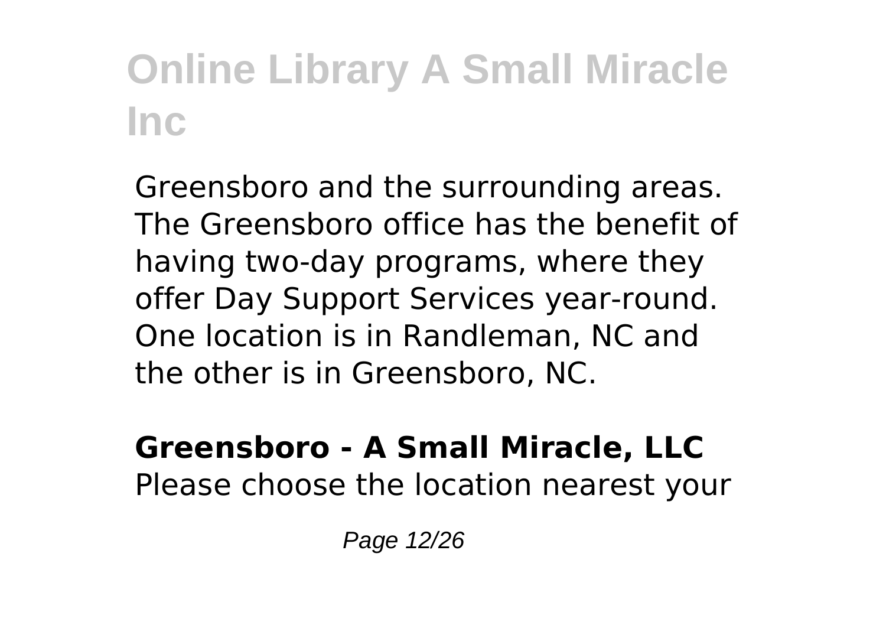Greensboro and the surrounding areas. The Greensboro office has the benefit of having two-day programs, where they offer Day Support Services year-round. One location is in Randleman, NC and the other is in Greensboro, NC.

**Greensboro - A Small Miracle, LLC**

Please choose the location nearest your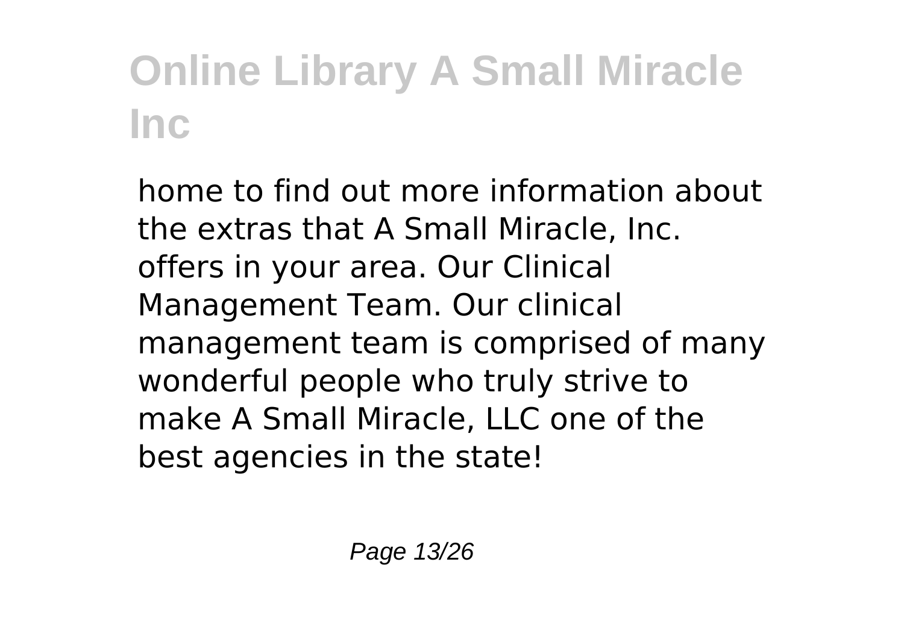home to find out more information about the extras that A Small Miracle, Inc. offers in your area. Our Clinical Management Team. Our clinical management team is comprised of many wonderful people who truly strive to make A Small Miracle, LLC one of the best agencies in the state!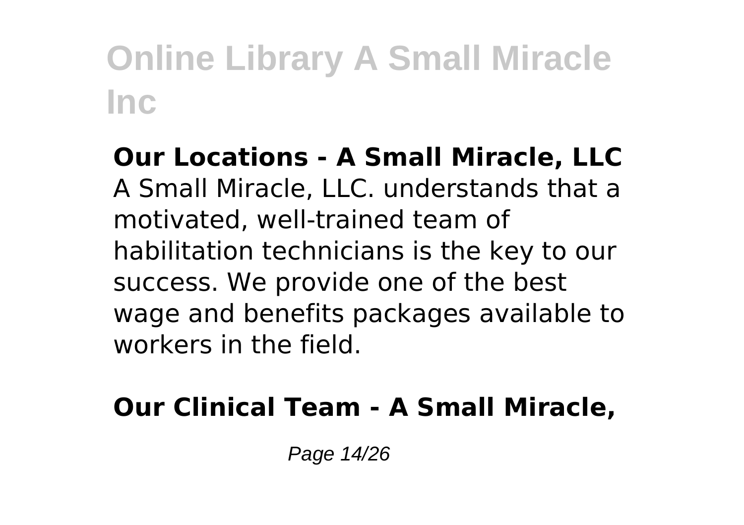**Our Locations - A Small Miracle, LLC**
A Small Miracle, LLC. understands that a motivated, well-trained team of habilitation technicians is the key to our success. We provide one of the best wage and benefits packages available to workers in the field.

**Our Clinical Team - A Small Miracle,**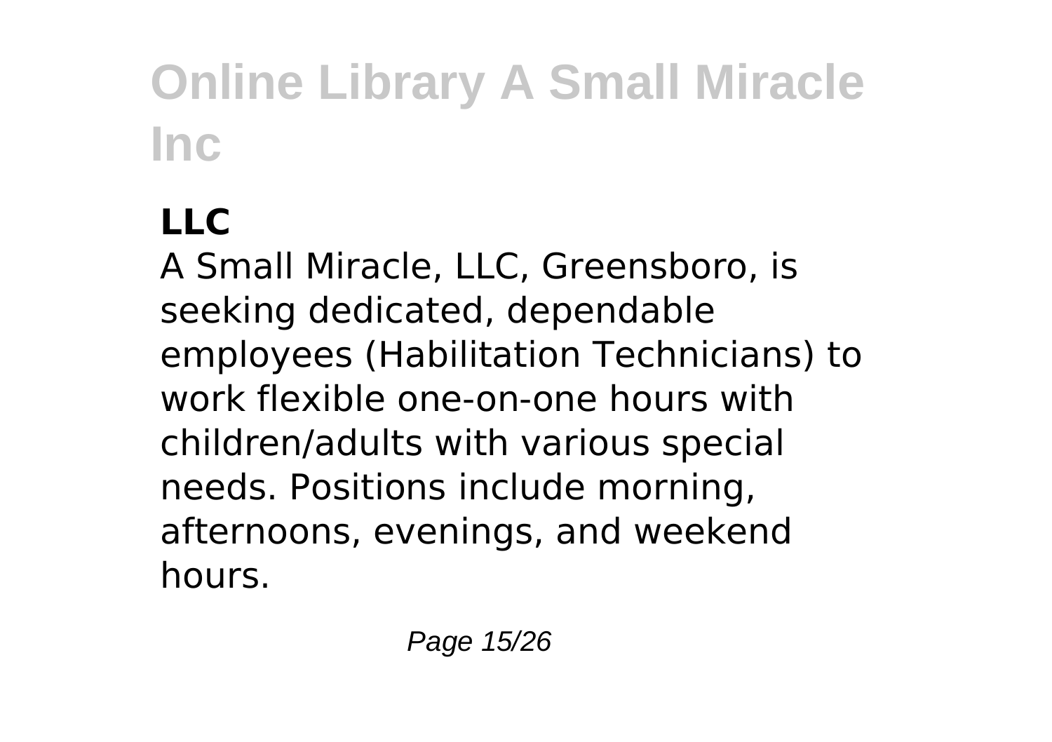## LLC

A Small Miracle, LLC, Greensboro, is seeking dedicated, dependable employees (Habilitation Technicians) to work flexible one-on-one hours with children/adults with various special needs. Positions include morning, afternoons, evenings, and weekend hours.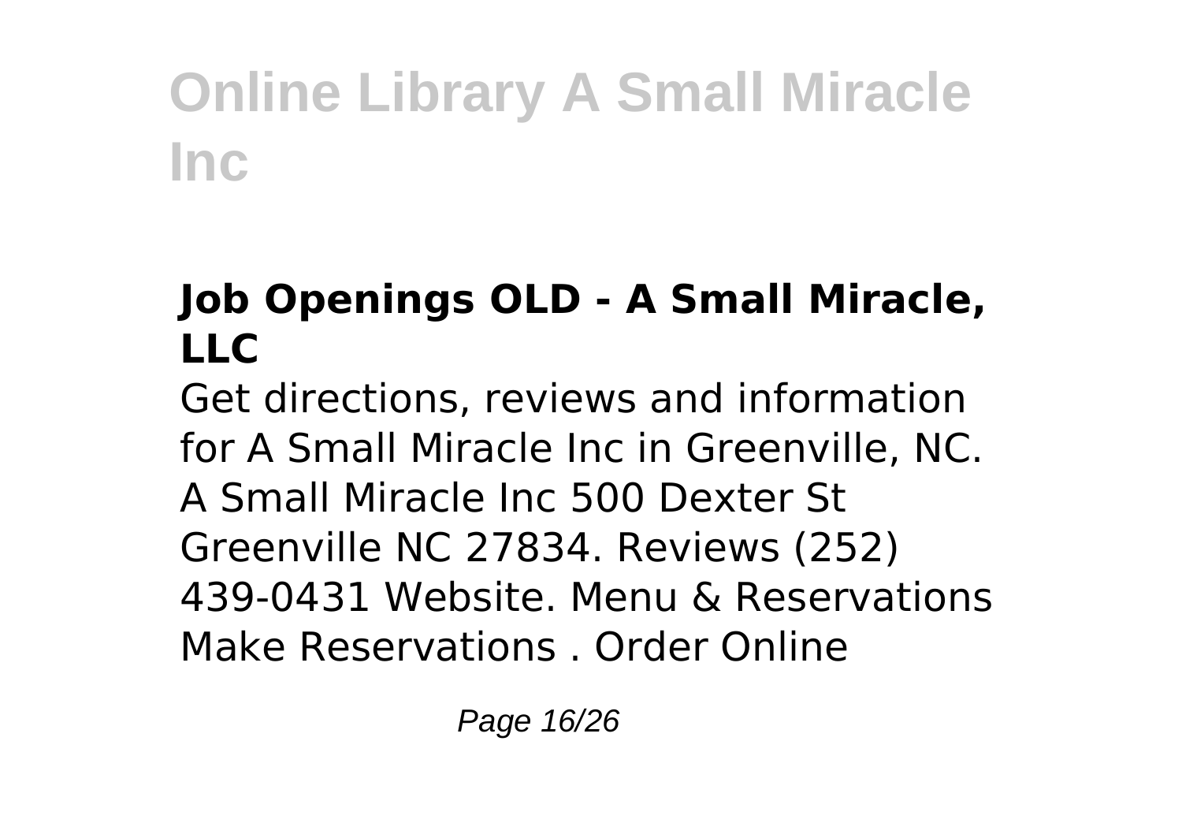### Job Openings OLD - A Small Miracle, LLC

Get directions, reviews and information for A Small Miracle Inc in Greenville, NC. A Small Miracle Inc 500 Dexter St Greenville NC 27834. Reviews (252) 439-0431 Website. Menu & Reservations Make Reservations . Order Online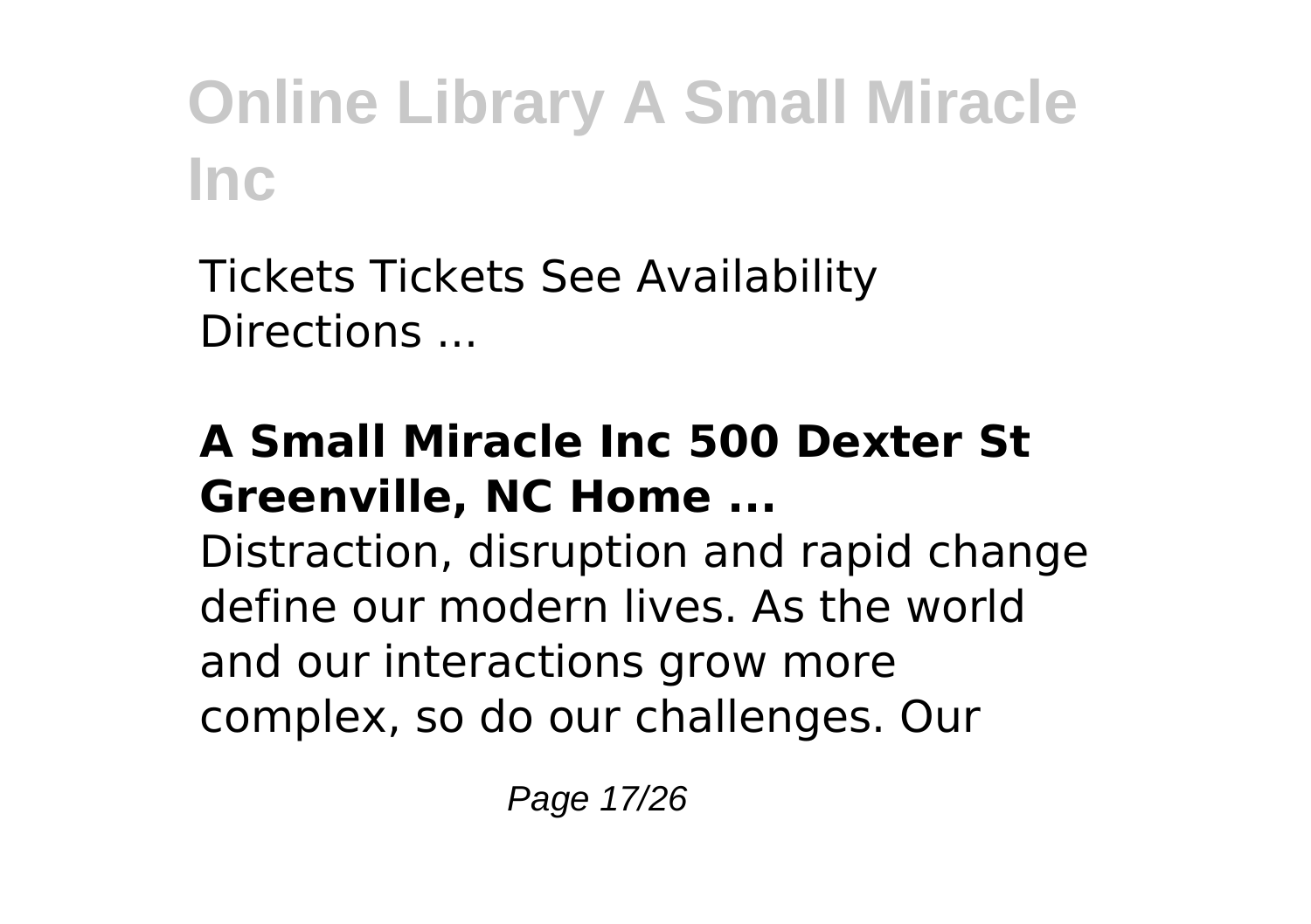Tickets Tickets See Availability Directions ...

### A Small Miracle Inc 500 Dexter St Greenville, NC Home ...

Distraction, disruption and rapid change define our modern lives. As the world and our interactions grow more complex, so do our challenges. Our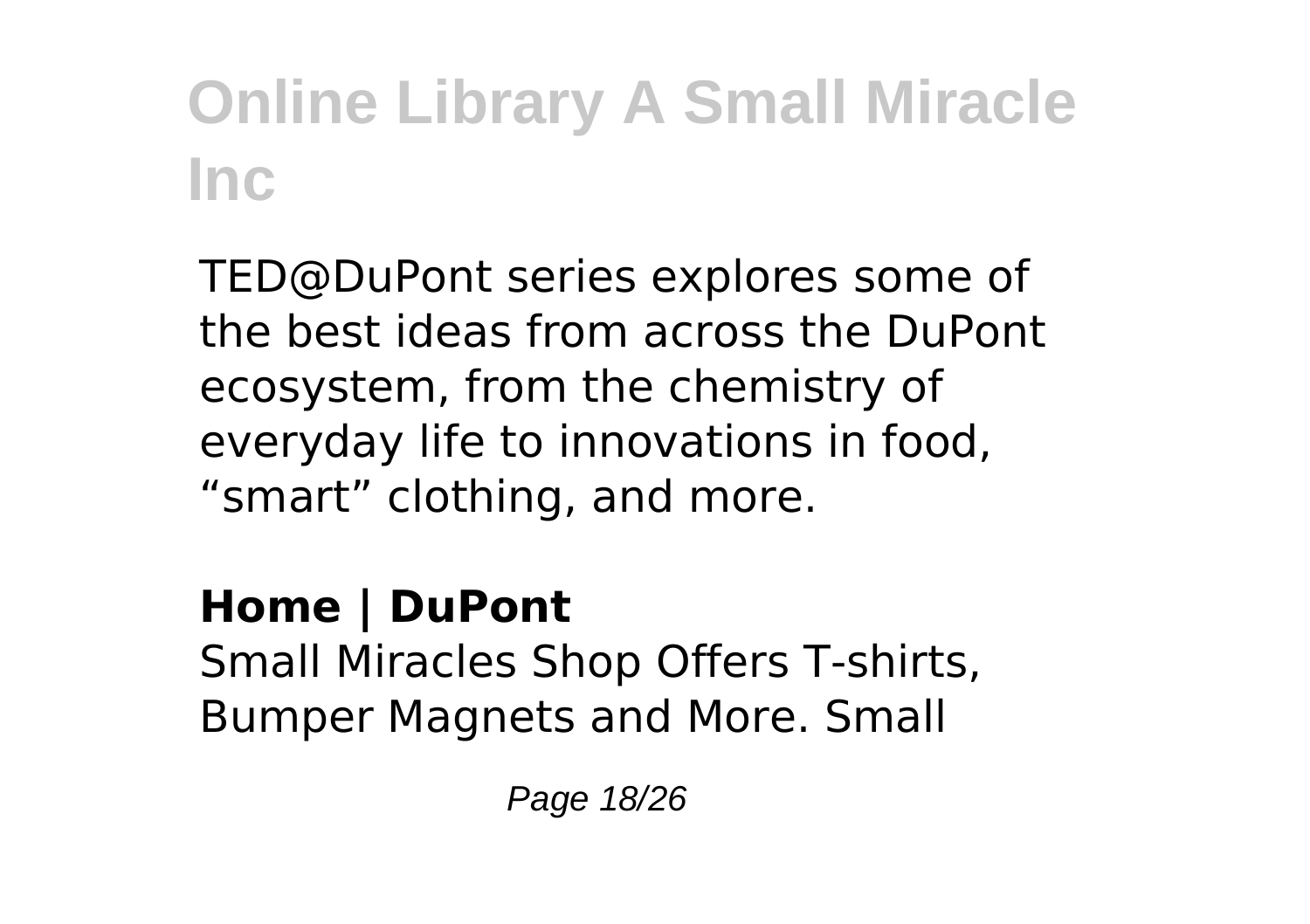TED@DuPont series explores some of the best ideas from across the DuPont ecosystem, from the chemistry of everyday life to innovations in food, “smart” clothing, and more.

**Home | DuPont**

Small Miracles Shop Offers T-shirts, Bumper Magnets and More. Small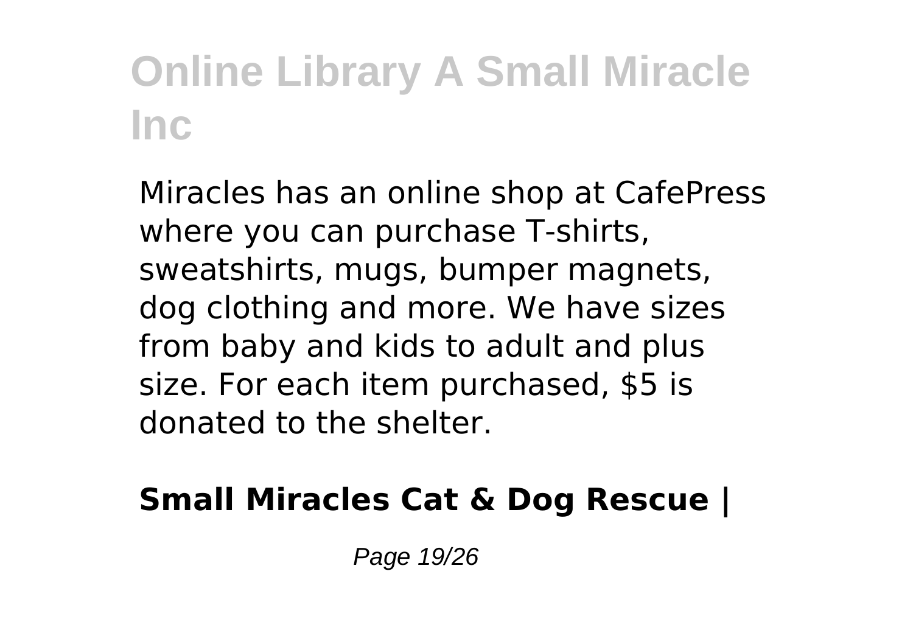Miracles has an online shop at CafePress where you can purchase T-shirts, sweatshirts, mugs, bumper magnets, dog clothing and more. We have sizes from baby and kids to adult and plus size. For each item purchased, $5 is donated to the shelter.

**Small Miracles Cat & Dog Rescue |**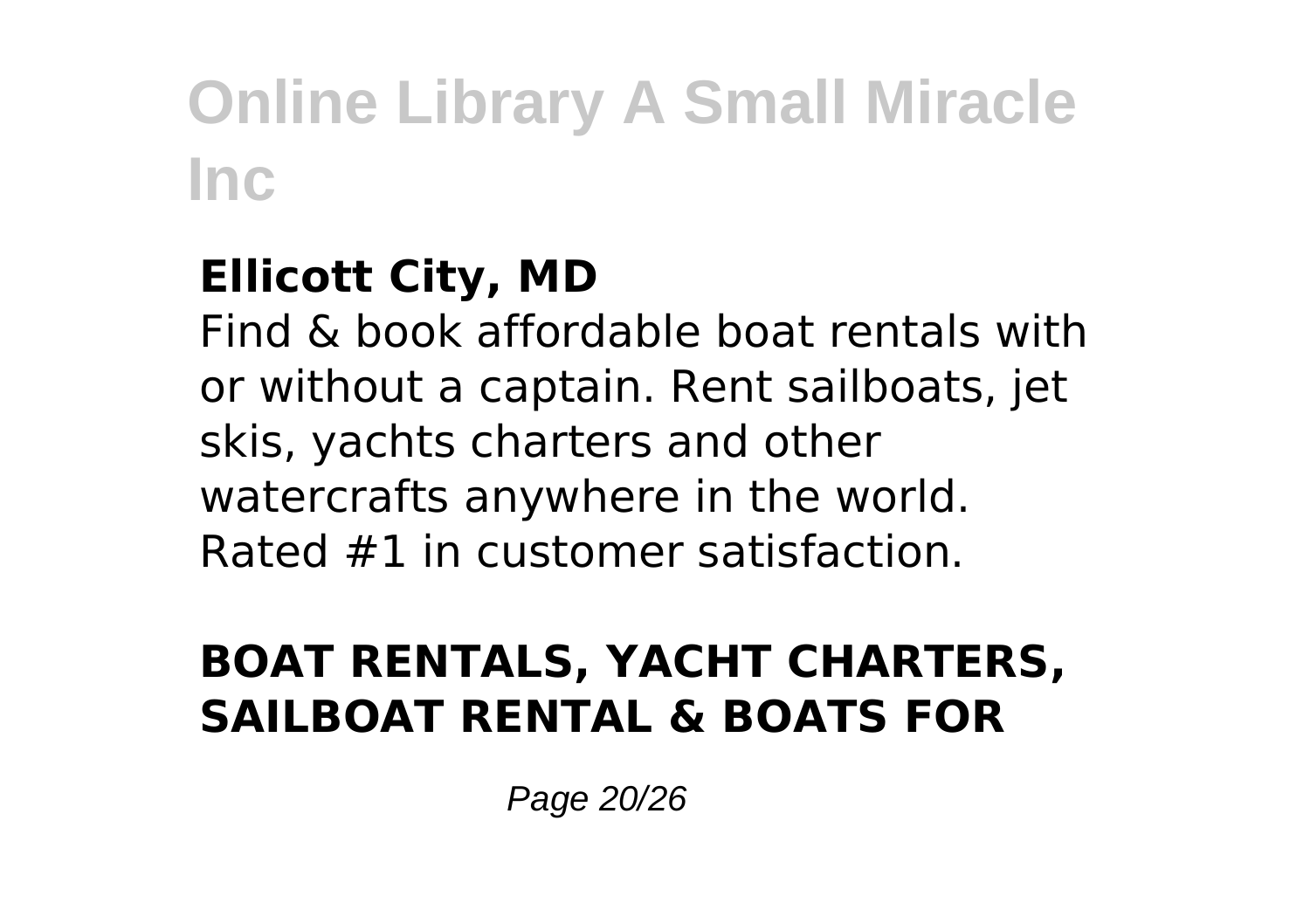**Ellicott City, MD**

Find & book affordable boat rentals with or without a captain. Rent sailboats, jet skis, yachts charters and other watercrafts anywhere in the world. Rated #1 in customer satisfaction.

**BOAT RENTALS, YACHT CHARTERS, SAILBOAT RENTAL & BOATS FOR**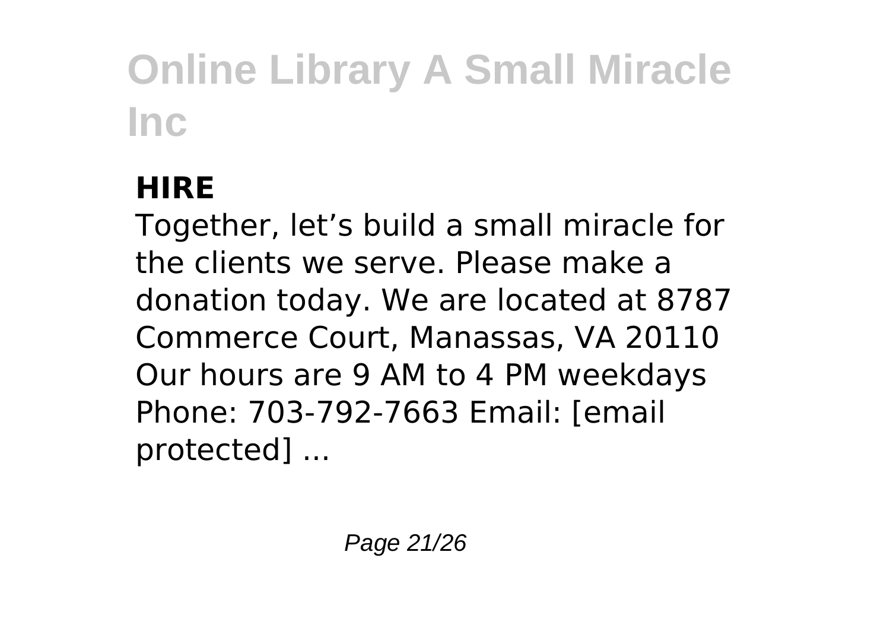### HIRE

Together, let’s build a small miracle for the clients we serve. Please make a donation today. We are located at 8787 Commerce Court, Manassas, VA 20110 Our hours are 9 AM to 4 PM weekdays Phone: 703-792-7663 Email: [email protected] ...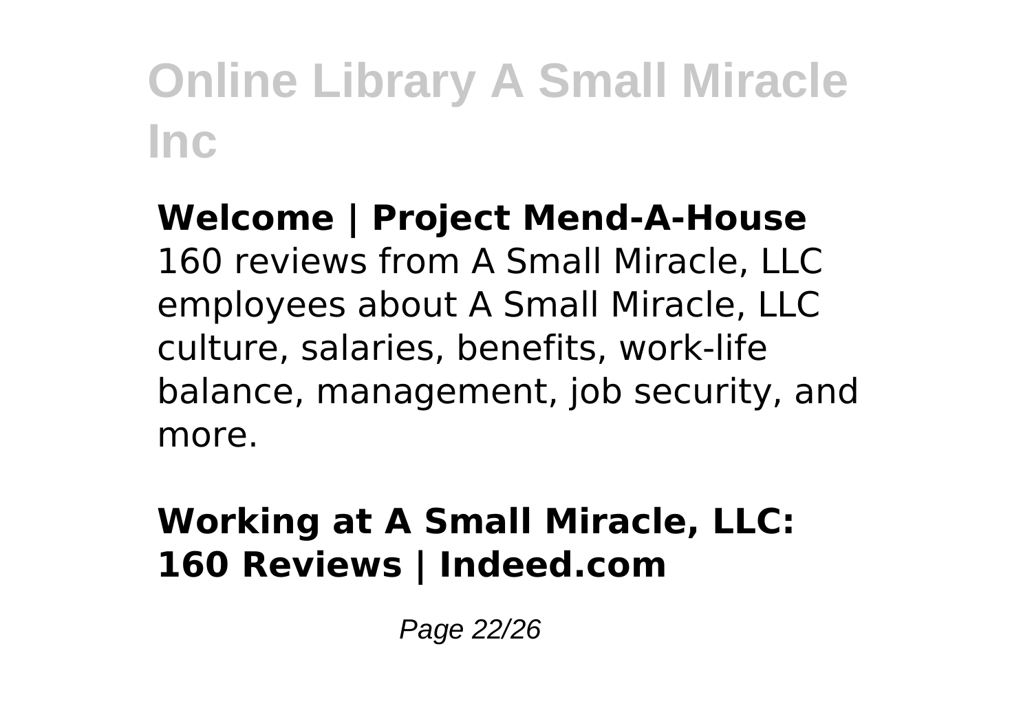**Welcome | Project Mend-A-House**

160 reviews from A Small Miracle, LLC employees about A Small Miracle, LLC culture, salaries, benefits, work-life balance, management, job security, and more.

**Working at A Small Miracle, LLC: 160 Reviews | Indeed.com**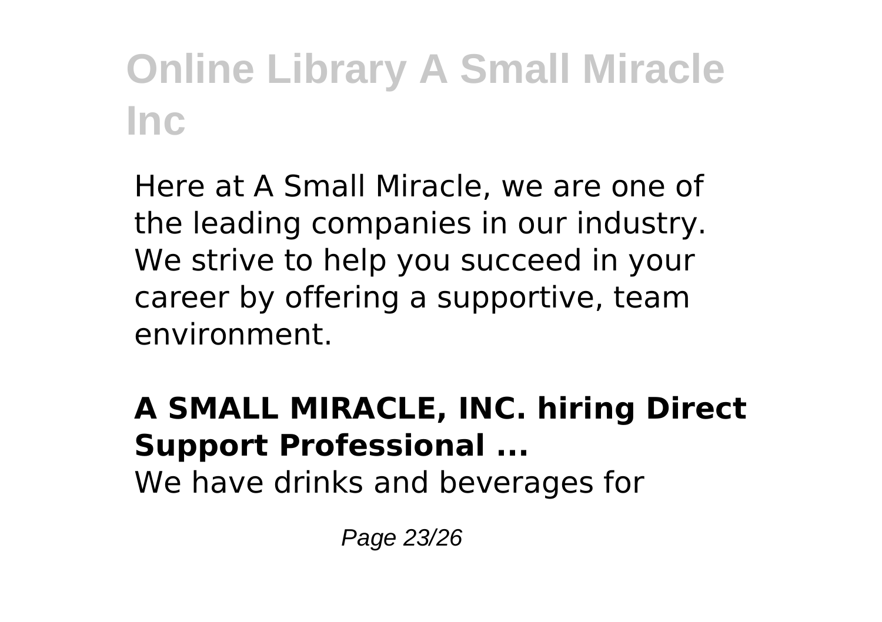Here at A Small Miracle, we are one of the leading companies in our industry. We strive to help you succeed in your career by offering a supportive, team environment.

**A SMALL MIRACLE, INC. hiring Direct Support Professional ...**

We have drinks and beverages for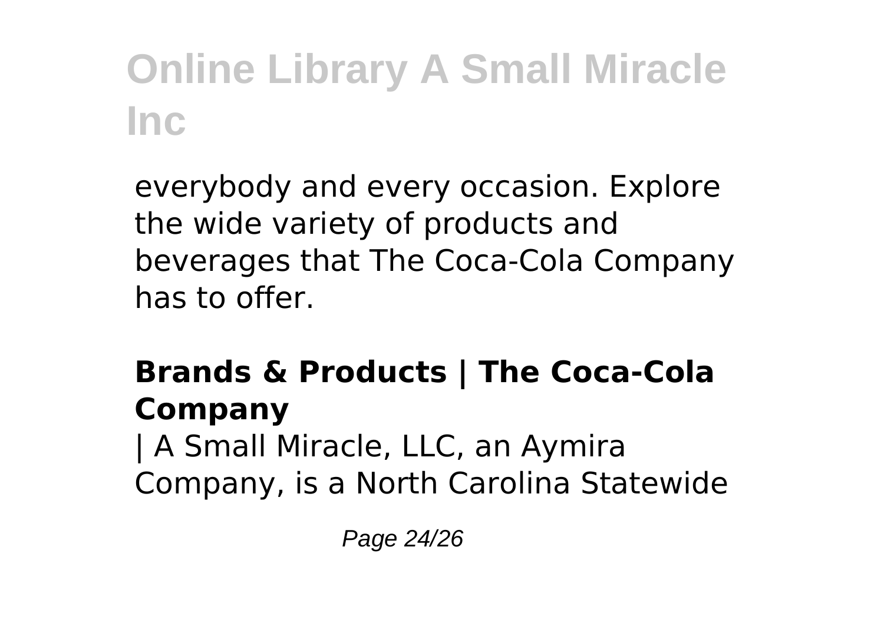everybody and every occasion. Explore the wide variety of products and beverages that The Coca-Cola Company has to offer.

### Brands & Products | The Coca-Cola Company

| A Small Miracle, LLC, an Aymira Company, is a North Carolina Statewide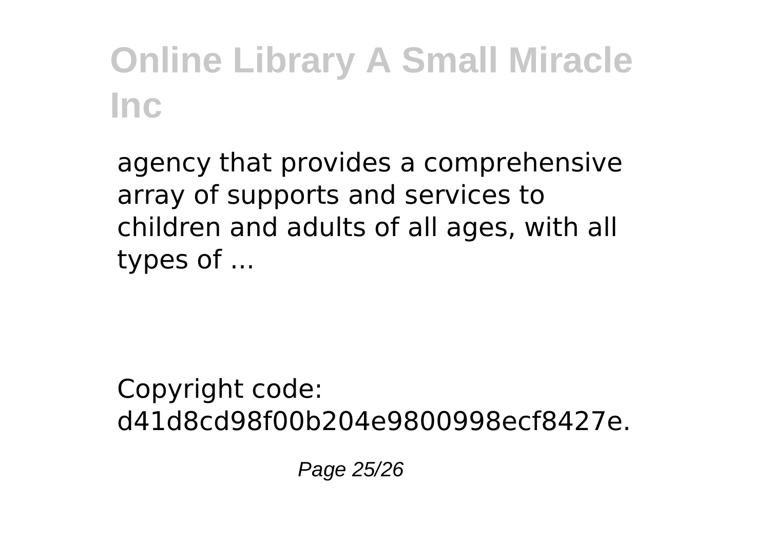agency that provides a comprehensive array of supports and services to children and adults of all ages, with all types of ...

Copyright code: d41d8cd98f00b204e9800998ecf8427e.